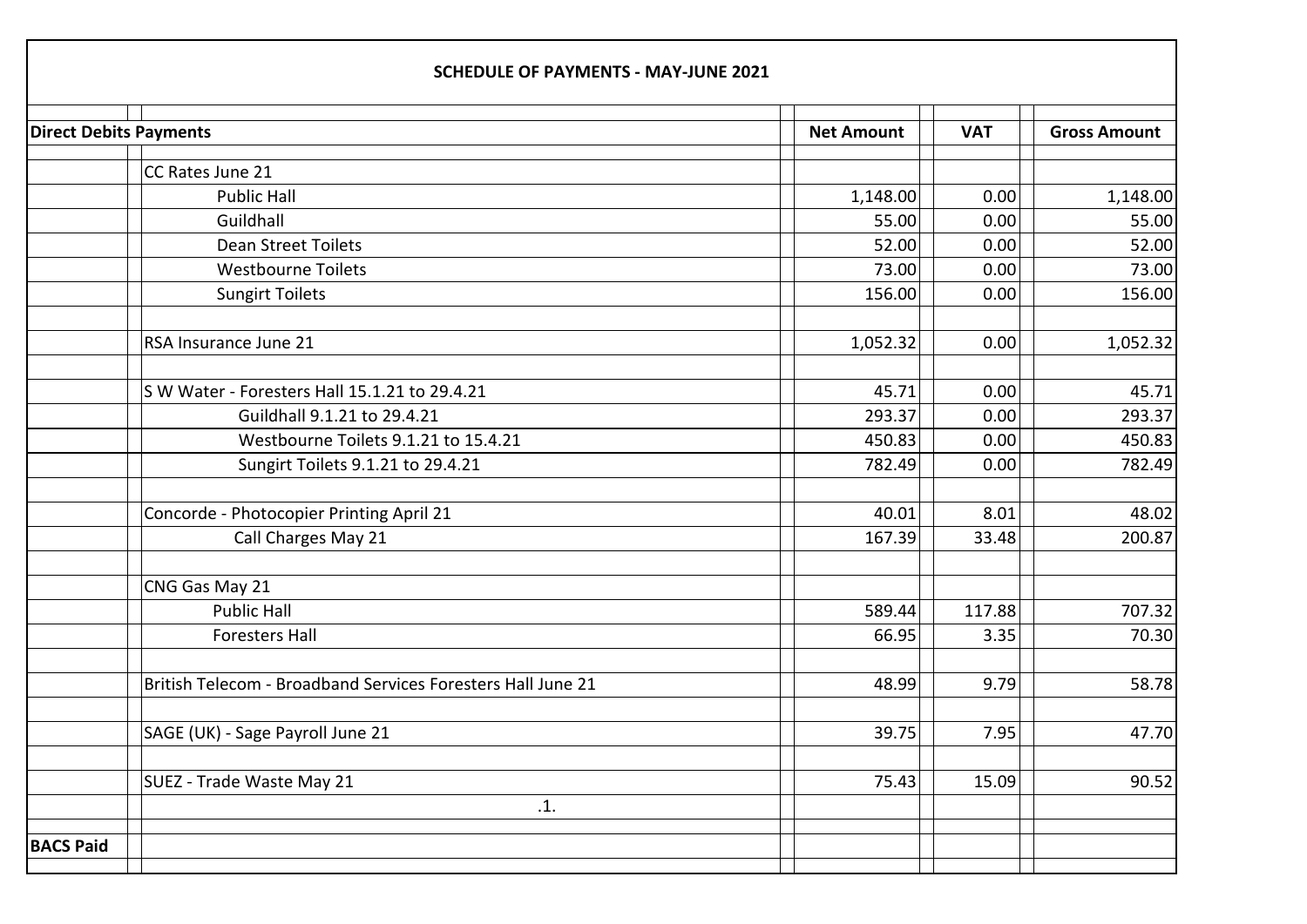## SCHEDULE OF PAYMENTS - MAY-JUNE 2021

| Direct Debits Payments | | Net Amount | VAT | Gross Amount |
|---|---|---|---|---|
| | CC Rates June 21 | | | |
| | Public Hall | 1,148.00 | 0.00 | 1,148.00 |
| | Guildhall | 55.00 | 0.00 | 55.00 |
| | Dean Street Toilets | 52.00 | 0.00 | 52.00 |
| | Westbourne Toilets | 73.00 | 0.00 | 73.00 |
| | Sungirt Toilets | 156.00 | 0.00 | 156.00 |
| | | | | |
| | RSA Insurance June 21 | 1,052.32 | 0.00 | 1,052.32 |
| | | | | |
| | S W Water - Foresters Hall 15.1.21 to 29.4.21 | 45.71 | 0.00 | 45.71 |
| | Guildhall 9.1.21 to 29.4.21 | 293.37 | 0.00 | 293.37 |
| | Westbourne Toilets 9.1.21 to 15.4.21 | 450.83 | 0.00 | 450.83 |
| | Sungirt Toilets 9.1.21 to 29.4.21 | 782.49 | 0.00 | 782.49 |
| | | | | |
| | Concorde - Photocopier Printing April 21 | 40.01 | 8.01 | 48.02 |
| | Call Charges May 21 | 167.39 | 33.48 | 200.87 |
| | | | | |
| | CNG Gas May 21 | | | |
| | Public Hall | 589.44 | 117.88 | 707.32 |
| | Foresters Hall | 66.95 | 3.35 | 70.30 |
| | | | | |
| | British Telecom - Broadband Services Foresters Hall June 21 | 48.99 | 9.79 | 58.78 |
| | | | | |
| | SAGE (UK) - Sage Payroll June 21 | 39.75 | 7.95 | 47.70 |
| | | | | |
| | SUEZ - Trade Waste May 21 | 75.43 | 15.09 | 90.52 |
| | .1. | | | |
| | | | | |
| **BACS Paid** | | | | |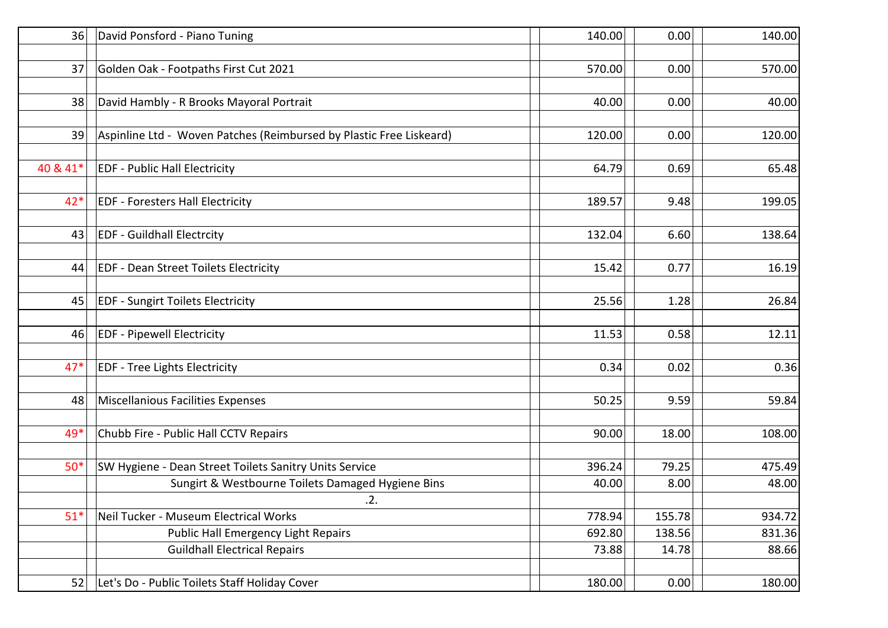| | | | | |
|---|---|---|---|---|
| 36 | David Ponsford - Piano Tuning | 140.00 | 0.00 | 140.00 |
| 37 | Golden Oak - Footpaths First Cut 2021 | 570.00 | 0.00 | 570.00 |
| 38 | David Hambly - R Brooks Mayoral Portrait | 40.00 | 0.00 | 40.00 |
| 39 | Aspinline Ltd - Woven Patches (Reimbursed by Plastic Free Liskeard) | 120.00 | 0.00 | 120.00 |
| 40 & 41* | EDF - Public Hall Electricity | 64.79 | 0.69 | 65.48 |
| 42* | EDF - Foresters Hall Electricity | 189.57 | 9.48 | 199.05 |
| 43 | EDF - Guildhall Electrcity | 132.04 | 6.60 | 138.64 |
| 44 | EDF - Dean Street Toilets Electricity | 15.42 | 0.77 | 16.19 |
| 45 | EDF - Sungirt Toilets Electricity | 25.56 | 1.28 | 26.84 |
| 46 | EDF - Pipewell Electricity | 11.53 | 0.58 | 12.11 |
| 47* | EDF - Tree Lights Electricity | 0.34 | 0.02 | 0.36 |
| 48 | Miscellanious Facilities Expenses | 50.25 | 9.59 | 59.84 |
| 49* | Chubb Fire - Public Hall CCTV Repairs | 90.00 | 18.00 | 108.00 |
| 50* | SW Hygiene - Dean Street Toilets Sanitry Units Service | 396.24 | 79.25 | 475.49 |
| | Sungirt & Westbourne Toilets Damaged Hygiene Bins | 40.00 | 8.00 | 48.00 |
| | .2. | | | |
| 51* | Neil Tucker - Museum Electrical Works | 778.94 | 155.78 | 934.72 |
| | Public Hall Emergency Light Repairs | 692.80 | 138.56 | 831.36 |
| | Guildhall Electrical Repairs | 73.88 | 14.78 | 88.66 |
| 52 | Let's Do - Public Toilets Staff Holiday Cover | 180.00 | 0.00 | 180.00 |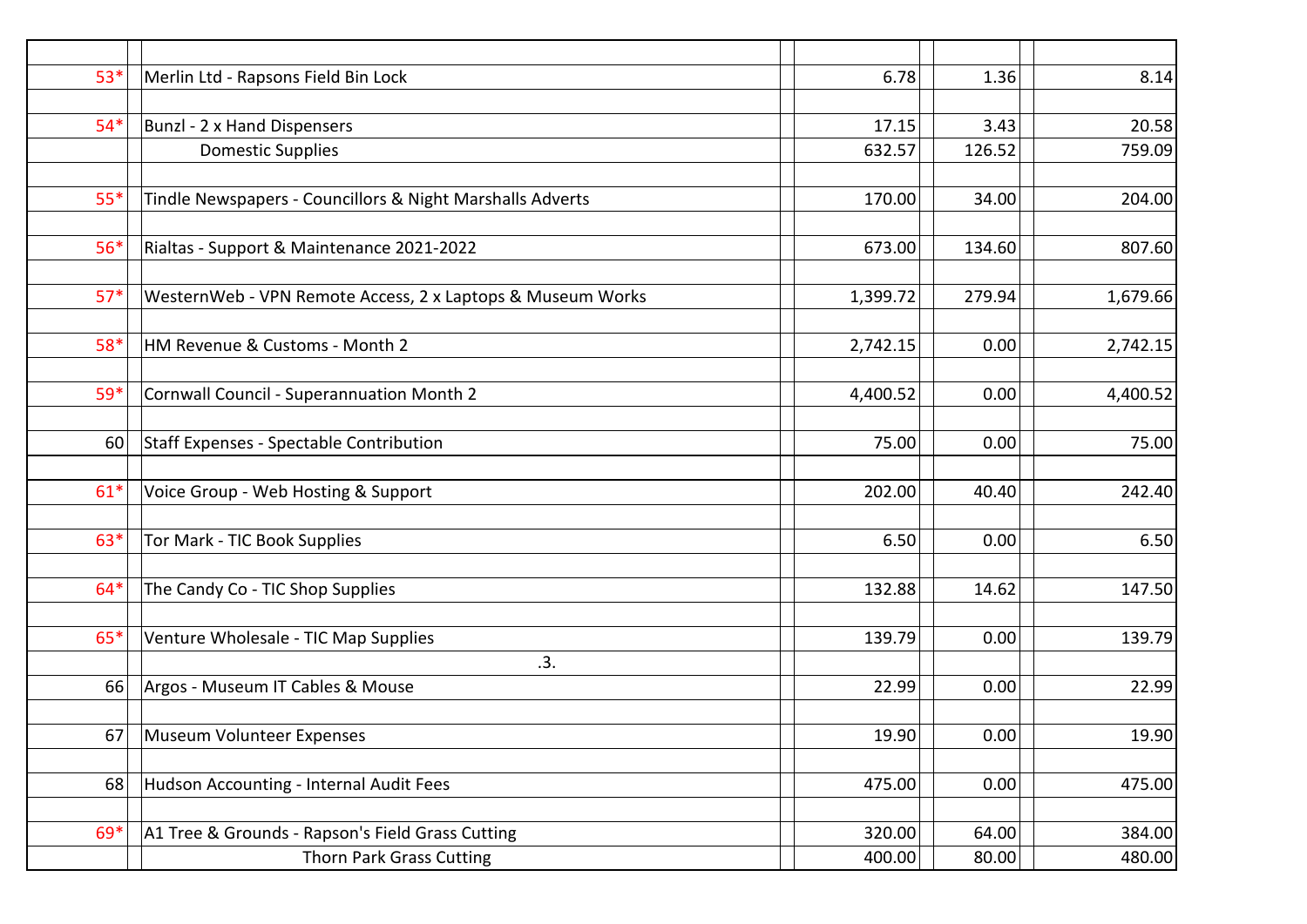| | | | | |
|---|---|---|---|---|
| 53* | Merlin Ltd - Rapsons Field Bin Lock | 6.78 | 1.36 | 8.14 |
| 54* | Bunzl - 2 x Hand Dispensers | 17.15 | 3.43 | 20.58 |
| | Domestic Supplies | 632.57 | 126.52 | 759.09 |
| 55* | Tindle Newspapers - Councillors & Night Marshalls Adverts | 170.00 | 34.00 | 204.00 |
| 56* | Rialtas - Support & Maintenance 2021-2022 | 673.00 | 134.60 | 807.60 |
| 57* | WesternWeb - VPN Remote Access, 2 x Laptops & Museum Works | 1,399.72 | 279.94 | 1,679.66 |
| 58* | HM Revenue & Customs - Month 2 | 2,742.15 | 0.00 | 2,742.15 |
| 59* | Cornwall Council - Superannuation Month 2 | 4,400.52 | 0.00 | 4,400.52 |
| 60 | Staff Expenses - Spectable Contribution | 75.00 | 0.00 | 75.00 |
| 61* | Voice Group - Web Hosting & Support | 202.00 | 40.40 | 242.40 |
| 63* | Tor Mark - TIC Book Supplies | 6.50 | 0.00 | 6.50 |
| 64* | The Candy Co - TIC Shop Supplies | 132.88 | 14.62 | 147.50 |
| 65* | Venture Wholesale - TIC Map Supplies | 139.79 | 0.00 | 139.79 |
| | .3. | | | |
| 66 | Argos - Museum IT Cables & Mouse | 22.99 | 0.00 | 22.99 |
| 67 | Museum Volunteer Expenses | 19.90 | 0.00 | 19.90 |
| 68 | Hudson Accounting - Internal Audit Fees | 475.00 | 0.00 | 475.00 |
| 69* | A1 Tree & Grounds - Rapson's Field Grass Cutting | 320.00 | 64.00 | 384.00 |
| | Thorn Park Grass Cutting | 400.00 | 80.00 | 480.00 |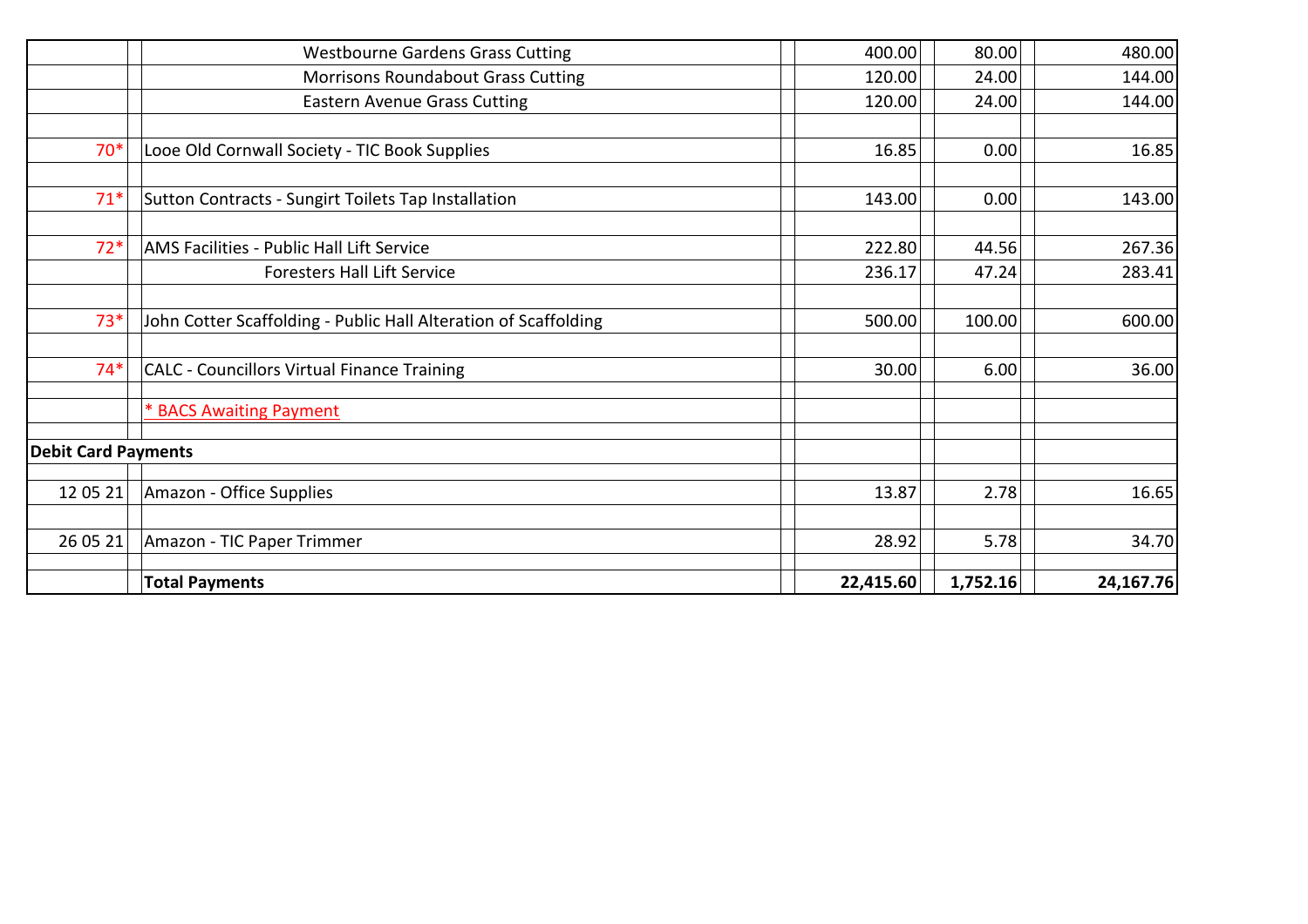| | | | | |
|---|---|---|---|---|
| | Westbourne Gardens Grass Cutting | 400.00 | 80.00 | 480.00 |
| | Morrisons Roundabout Grass Cutting | 120.00 | 24.00 | 144.00 |
| | Eastern Avenue Grass Cutting | 120.00 | 24.00 | 144.00 |
| | | | | |
| 70* | Looe Old Cornwall Society - TIC Book Supplies | 16.85 | 0.00 | 16.85 |
| | | | | |
| 71* | Sutton Contracts - Sungirt Toilets Tap Installation | 143.00 | 0.00 | 143.00 |
| | | | | |
| 72* | AMS Facilities - Public Hall Lift Service | 222.80 | 44.56 | 267.36 |
| | Foresters Hall Lift Service | 236.17 | 47.24 | 283.41 |
| | | | | |
| 73* | John Cotter Scaffolding - Public Hall Alteration of Scaffolding | 500.00 | 100.00 | 600.00 |
| | | | | |
| 74* | CALC - Councillors Virtual Finance Training | 30.00 | 6.00 | 36.00 |
| | | | | |
| | * BACS Awaiting Payment | | | |
| | | | | |
| **Debit Card Payments** | | | | |
| | | | | |
| 12 05 21 | Amazon - Office Supplies | 13.87 | 2.78 | 16.65 |
| | | | | |
| 26 05 21 | Amazon - TIC Paper Trimmer | 28.92 | 5.78 | 34.70 |
| | | | | |
| | **Total Payments** | **22,415.60** | **1,752.16** | **24,167.76** |